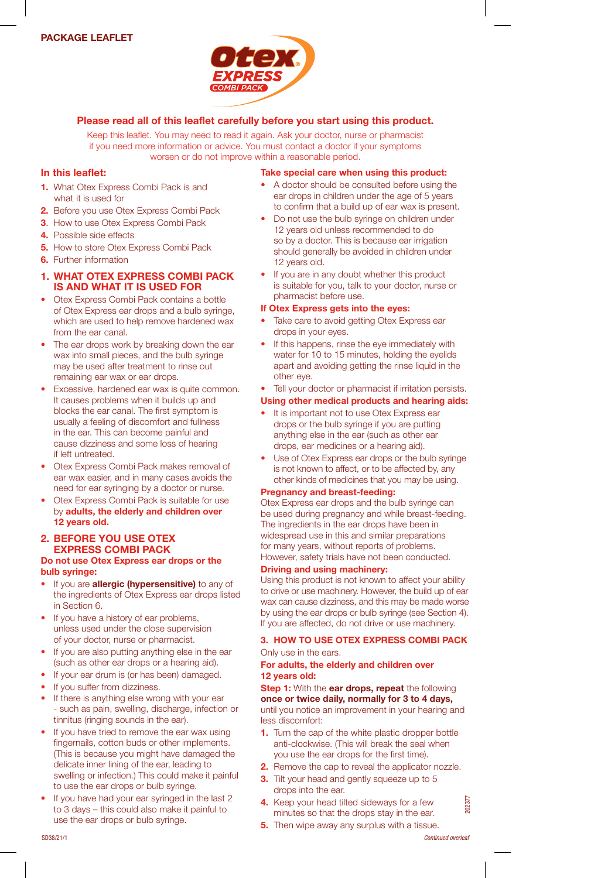PACKAGE LEAFLET

# Otex® EXPRESS COMBI PACK

**Please read all of this leaflet carefully before you start using this product.**

Keep this leaflet. You may need to read it again. Ask your doctor, nurse or pharmacist if you need more information or advice. You must contact a doctor if your symptoms worsen or do not improve within a reasonable period.

## In this leaflet:

1. What Otex Express Combi Pack is and what it is used for
2. Before you use Otex Express Combi Pack
3. How to use Otex Express Combi Pack
4. Possible side effects
5. How to store Otex Express Combi Pack
6. Further information

## 1. WHAT OTEX EXPRESS COMBI PACK IS AND WHAT IT IS USED FOR

- Otex Express Combi Pack contains a bottle of Otex Express ear drops and a bulb syringe, which are used to help remove hardened wax from the ear canal.
- The ear drops work by breaking down the ear wax into small pieces, and the bulb syringe may be used after treatment to rinse out remaining ear wax or ear drops.
- Excessive, hardened ear wax is quite common. It causes problems when it builds up and blocks the ear canal. The first symptom is usually a feeling of discomfort and fullness in the ear. This can become painful and cause dizziness and some loss of hearing if left untreated.
- Otex Express Combi Pack makes removal of ear wax easier, and in many cases avoids the need for ear syringing by a doctor or nurse.
- Otex Express Combi Pack is suitable for use by **adults, the elderly and children over 12 years old.**

## 2. BEFORE YOU USE OTEX EXPRESS COMBI PACK

### Do not use Otex Express ear drops or the bulb syringe:

- If you are **allergic (hypersensitive)** to any of the ingredients of Otex Express ear drops listed in Section 6.
- If you have a history of ear problems, unless used under the close supervision of your doctor, nurse or pharmacist.
- If you are also putting anything else in the ear (such as other ear drops or a hearing aid).
- If your ear drum is (or has been) damaged.
- If you suffer from dizziness.
- If there is anything else wrong with your ear - such as pain, swelling, discharge, infection or tinnitus (ringing sounds in the ear).
- If you have tried to remove the ear wax using fingernails, cotton buds or other implements. (This is because you might have damaged the delicate inner lining of the ear, leading to swelling or infection.) This could make it painful to use the ear drops or bulb syringe.
- If you have had your ear syringed in the last 2 to 3 days – this could also make it painful to use the ear drops or bulb syringe.

### Take special care when using this product:

- A doctor should be consulted before using the ear drops in children under the age of 5 years to confirm that a build up of ear wax is present.
- Do not use the bulb syringe on children under 12 years old unless recommended to do so by a doctor. This is because ear irrigation should generally be avoided in children under 12 years old.
- If you are in any doubt whether this product is suitable for you, talk to your doctor, nurse or pharmacist before use.

### If Otex Express gets into the eyes:

- Take care to avoid getting Otex Express ear drops in your eyes.
- If this happens, rinse the eye immediately with water for 10 to 15 minutes, holding the eyelids apart and avoiding getting the rinse liquid in the other eye.
- Tell your doctor or pharmacist if irritation persists.

### Using other medical products and hearing aids:

- It is important not to use Otex Express ear drops or the bulb syringe if you are putting anything else in the ear (such as other ear drops, ear medicines or a hearing aid).
- Use of Otex Express ear drops or the bulb syringe is not known to affect, or to be affected by, any other kinds of medicines that you may be using.

### Pregnancy and breast-feeding:

Otex Express ear drops and the bulb syringe can be used during pregnancy and while breast-feeding. The ingredients in the ear drops have been in widespread use in this and similar preparations for many years, without reports of problems. However, safety trials have not been conducted.

### Driving and using machinery:

Using this product is not known to affect your ability to drive or use machinery. However, the build up of ear wax can cause dizziness, and this may be made worse by using the ear drops or bulb syringe (see Section 4). If you are affected, do not drive or use machinery.

## 3. HOW TO USE OTEX EXPRESS COMBI PACK

Only use in the ears.

### For adults, the elderly and children over 12 years old:

**Step 1:** With the **ear drops, repeat** the following **once or twice daily, normally for 3 to 4 days,** until you notice an improvement in your hearing and less discomfort:

1. Turn the cap of the white plastic dropper bottle anti-clockwise. (This will break the seal when you use the ear drops for the first time).
2. Remove the cap to reveal the applicator nozzle.
3. Tilt your head and gently squeeze up to 5 drops into the ear.
4. Keep your head tilted sideways for a few minutes so that the drops stay in the ear.
5. Then wipe away any surplus with a tissue.

202377

SD38/21/1

*Continued overleaf*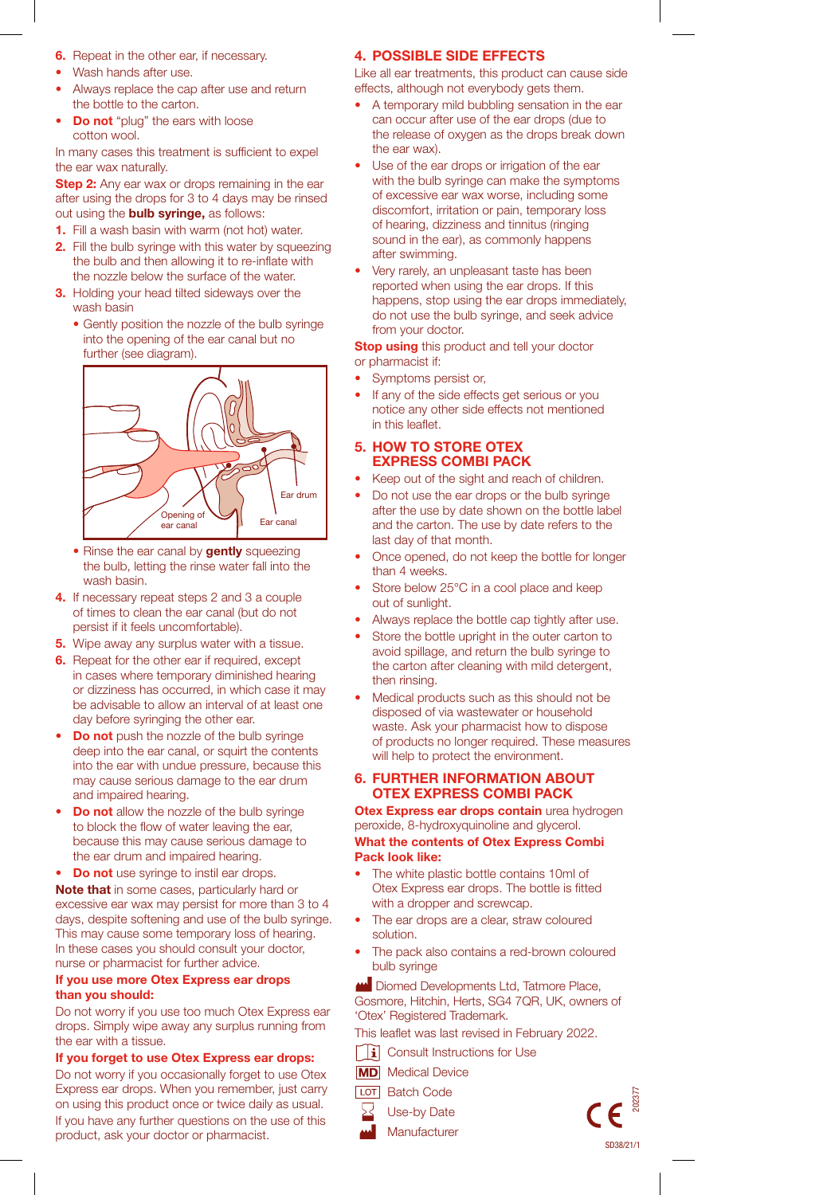6. Repeat in the other ear, if necessary.

- Wash hands after use.
- Always replace the cap after use and return the bottle to the carton.
- **Do not** "plug" the ears with loose cotton wool.

In many cases this treatment is sufficient to expel the ear wax naturally.

**Step 2:** Any ear wax or drops remaining in the ear after using the drops for 3 to 4 days may be rinsed out using the **bulb syringe,** as follows:

1. Fill a wash basin with warm (not hot) water.
2. Fill the bulb syringe with this water by squeezing the bulb and then allowing it to re-inflate with the nozzle below the surface of the water.
3. Holding your head tilted sideways over the wash basin
   - Gently position the nozzle of the bulb syringe into the opening of the ear canal but no further (see diagram).

Opening of ear canal

Ear drum

Ear canal

   - Rinse the ear canal by **gently** squeezing the bulb, letting the rinse water fall into the wash basin.
4. If necessary repeat steps 2 and 3 a couple of times to clean the ear canal (but do not persist if it feels uncomfortable).
5. Wipe away any surplus water with a tissue.
6. Repeat for the other ear if required, except in cases where temporary diminished hearing or dizziness has occurred, in which case it may be advisable to allow an interval of at least one day before syringing the other ear.

- **Do not** push the nozzle of the bulb syringe deep into the ear canal, or squirt the contents into the ear with undue pressure, because this may cause serious damage to the ear drum and impaired hearing.
- **Do not** allow the nozzle of the bulb syringe to block the flow of water leaving the ear, because this may cause serious damage to the ear drum and impaired hearing.
- **Do not** use syringe to instil ear drops.

**Note that** in some cases, particularly hard or excessive ear wax may persist for more than 3 to 4 days, despite softening and use of the bulb syringe. This may cause some temporary loss of hearing. In these cases you should consult your doctor, nurse or pharmacist for further advice.

**If you use more Otex Express ear drops than you should:**

Do not worry if you use too much Otex Express ear drops. Simply wipe away any surplus running from the ear with a tissue.

**If you forget to use Otex Express ear drops:**

Do not worry if you occasionally forget to use Otex Express ear drops. When you remember, just carry on using this product once or twice daily as usual.

If you have any further questions on the use of this product, ask your doctor or pharmacist.

## 4. POSSIBLE SIDE EFFECTS

Like all ear treatments, this product can cause side effects, although not everybody gets them.

- A temporary mild bubbling sensation in the ear can occur after use of the ear drops (due to the release of oxygen as the drops break down the ear wax).
- Use of the ear drops or irrigation of the ear with the bulb syringe can make the symptoms of excessive ear wax worse, including some discomfort, irritation or pain, temporary loss of hearing, dizziness and tinnitus (ringing sound in the ear), as commonly happens after swimming.
- Very rarely, an unpleasant taste has been reported when using the ear drops. If this happens, stop using the ear drops immediately, do not use the bulb syringe, and seek advice from your doctor.

**Stop using** this product and tell your doctor or pharmacist if:

- Symptoms persist or,
- If any of the side effects get serious or you notice any other side effects not mentioned in this leaflet.

## 5. HOW TO STORE OTEX EXPRESS COMBI PACK

- Keep out of the sight and reach of children.
- Do not use the ear drops or the bulb syringe after the use by date shown on the bottle label and the carton. The use by date refers to the last day of that month.
- Once opened, do not keep the bottle for longer than 4 weeks.
- Store below 25°C in a cool place and keep out of sunlight.
- Always replace the bottle cap tightly after use.
- Store the bottle upright in the outer carton to avoid spillage, and return the bulb syringe to the carton after cleaning with mild detergent, then rinsing.
- Medical products such as this should not be disposed of via wastewater or household waste. Ask your pharmacist how to dispose of products no longer required. These measures will help to protect the environment.

## 6. FURTHER INFORMATION ABOUT OTEX EXPRESS COMBI PACK

**Otex Express ear drops contain** urea hydrogen peroxide, 8-hydroxyquinoline and glycerol.

**What the contents of Otex Express Combi Pack look like:**

- The white plastic bottle contains 10ml of Otex Express ear drops. The bottle is fitted with a dropper and screwcap.
- The ear drops are a clear, straw coloured solution.
- The pack also contains a red-brown coloured bulb syringe

Diomed Developments Ltd, Tatmore Place, Gosmore, Hitchin, Herts, SG4 7QR, UK, owners of 'Otex' Registered Trademark.

This leaflet was last revised in February 2022.

Consult Instructions for Use

MD Medical Device

LOT Batch Code

Use-by Date

Manufacturer

CE 202377

SD38/21/1